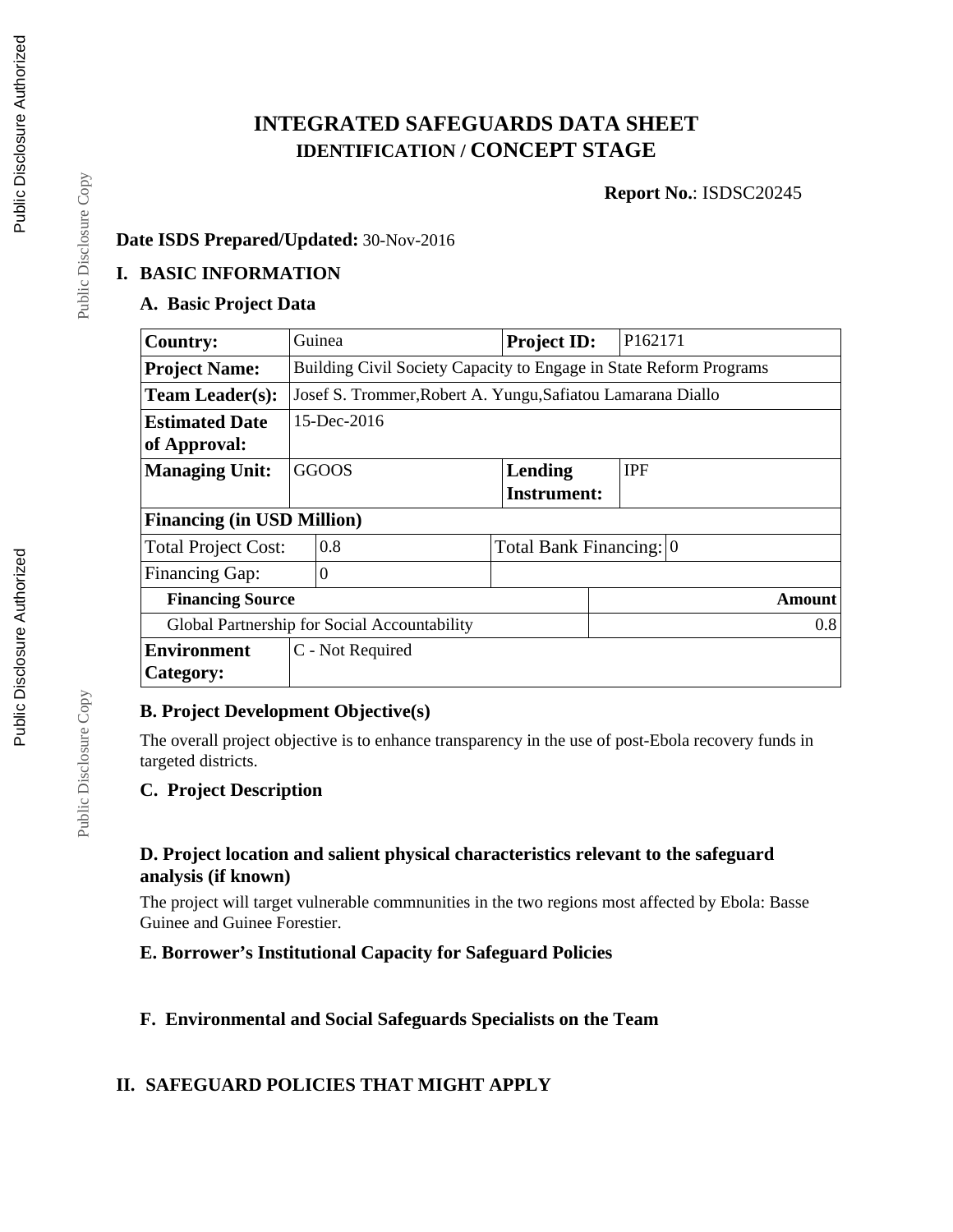# INTEGRATED SAFEGUARDS DATA SHEET
## IDENTIFICATION / CONCEPT STAGE

**Report No.**: ISDSC20245

**Date ISDS Prepared/Updated:** 30-Nov-2016

## I. BASIC INFORMATION

### A. Basic Project Data

| **Country:** | Guinea | **Project ID:** | P162171 |
|---|---|---|---|
| **Project Name:** | Building Civil Society Capacity to Engage in State Reform Programs | | |
| **Team Leader(s):** | Josef S. Trommer,Robert A. Yungu,Safiatou Lamarana Diallo | | |
| **Estimated Date of Approval:** | 15-Dec-2016 | | |
| **Managing Unit:** | GGOOS | **Lending Instrument:** | IPF |
| **Financing (in USD Million)** | | | |
| Total Project Cost: | 0.8 | Total Bank Financing: | 0 |
| Financing Gap: | 0 | | |
| **Financing Source** | | | **Amount** |
| Global Partnership for Social Accountability | | | 0.8 |
| **Environment Category:** | C - Not Required | | |

### B. Project Development Objective(s)

The overall project objective is to enhance transparency in the use of post-Ebola recovery funds in targeted districts.

### C. Project Description

### D. Project location and salient physical characteristics relevant to the safeguard analysis (if known)

The project will target vulnerable commnunities in the two regions most affected by Ebola: Basse Guinee and Guinee Forestier.

### E. Borrower's Institutional Capacity for Safeguard Policies

### F. Environmental and Social Safeguards Specialists on the Team

## II. SAFEGUARD POLICIES THAT MIGHT APPLY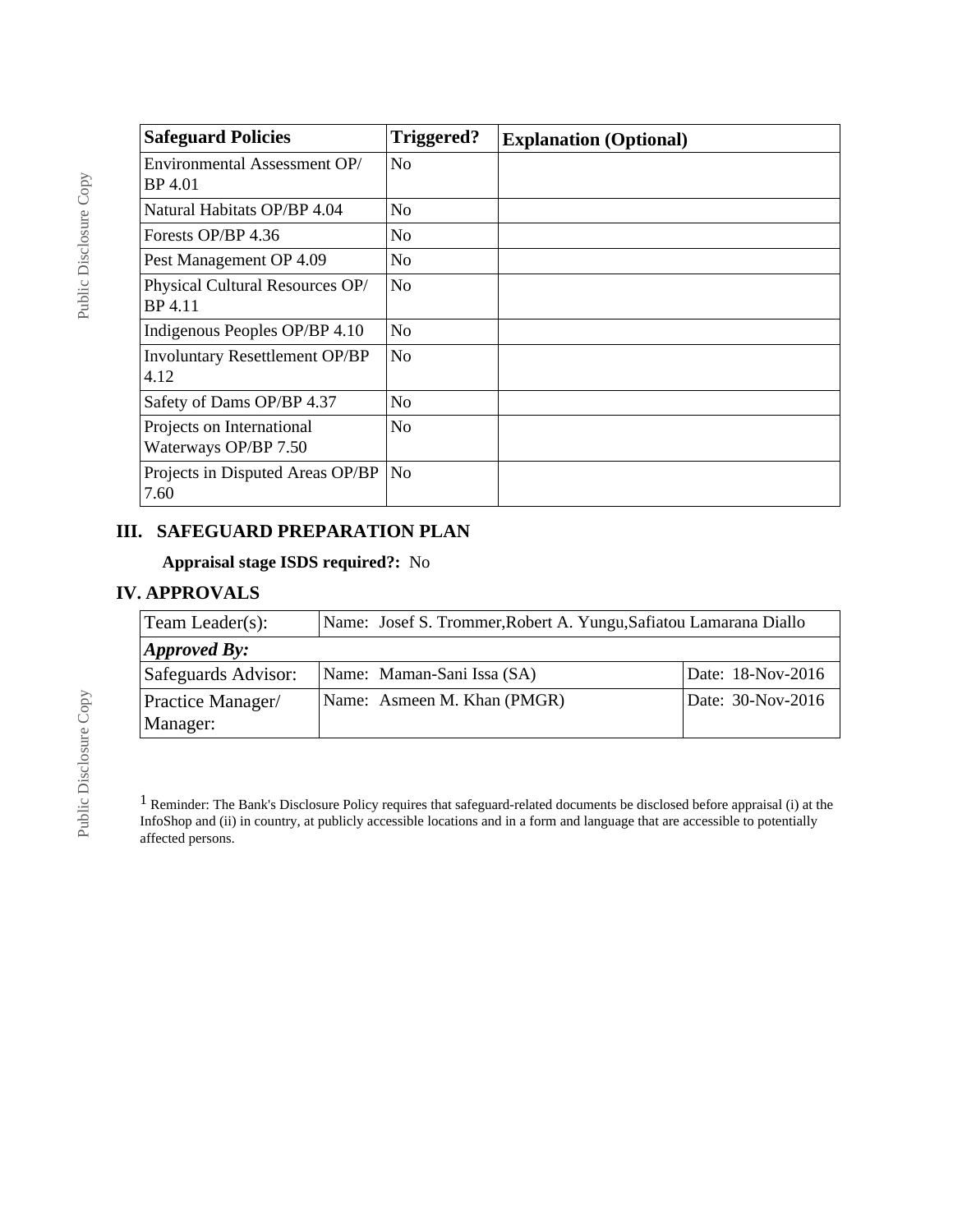| Safeguard Policies | Triggered? | Explanation (Optional) |
| --- | --- | --- |
| Environmental Assessment OP/ BP 4.01 | No | |
| Natural Habitats OP/BP 4.04 | No | |
| Forests OP/BP 4.36 | No | |
| Pest Management OP 4.09 | No | |
| Physical Cultural Resources OP/ BP 4.11 | No | |
| Indigenous Peoples OP/BP 4.10 | No | |
| Involuntary Resettlement OP/BP 4.12 | No | |
| Safety of Dams OP/BP 4.37 | No | |
| Projects on International Waterways OP/BP 7.50 | No | |
| Projects in Disputed Areas OP/BP 7.60 | No | |

## III. SAFEGUARD PREPARATION PLAN

**Appraisal stage ISDS required?:** No

## IV. APPROVALS

| | | |
| --- | --- | --- |
| Team Leader(s): | Name: Josef S. Trommer,Robert A. Yungu,Safiatou Lamarana Diallo | |
| ***Approved By:*** | | |
| Safeguards Advisor: | Name: Maman-Sani Issa (SA) | Date: 18-Nov-2016 |
| Practice Manager/ Manager: | Name: Asmeen M. Khan (PMGR) | Date: 30-Nov-2016 |

[1] Reminder: The Bank's Disclosure Policy requires that safeguard-related documents be disclosed before appraisal (i) at the InfoShop and (ii) in country, at publicly accessible locations and in a form and language that are accessible to potentially affected persons.